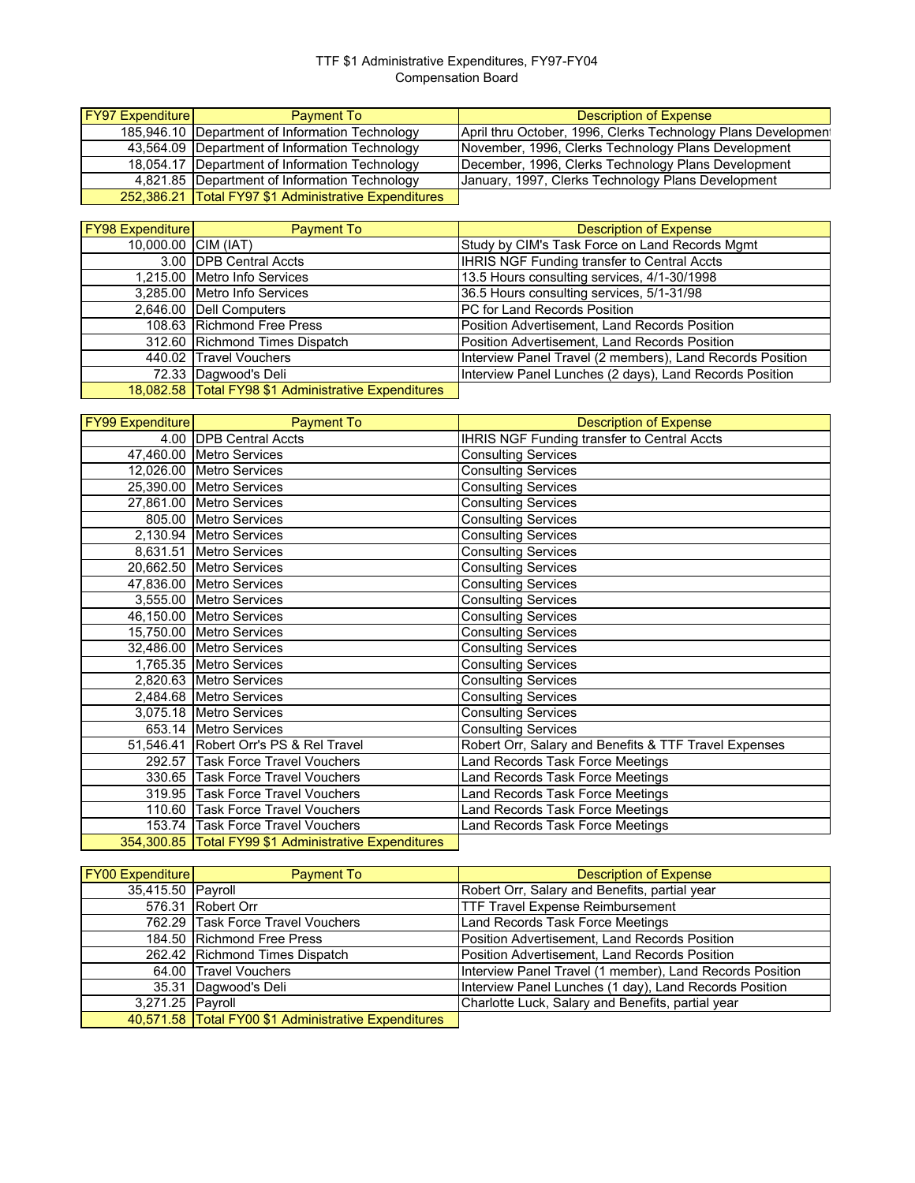TTF $1 Administrative Expenditures, FY97-FY04
Compensation Board

| FY97 Expenditure | Payment To | Description of Expense |
|---|---|---|
| 185,946.10 | Department of Information Technology | April thru October, 1996, Clerks Technology Plans Development |
| 43,564.09 | Department of Information Technology | November, 1996, Clerks Technology Plans Development |
| 18,054.17 | Department of Information Technology | December, 1996, Clerks Technology Plans Development |
| 4,821.85 | Department of Information Technology | January, 1997, Clerks Technology Plans Development |
| 252,386.21 | Total FY97 $1 Administrative Expenditures | |

| FY98 Expenditure | Payment To | Description of Expense |
|---|---|---|
| 10,000.00 | CIM (IAT) | Study by CIM's Task Force on Land Records Mgmt |
| 3.00 | DPB Central Accts | IHRIS NGF Funding transfer to Central Accts |
| 1,215.00 | Metro Info Services | 13.5 Hours consulting services, 4/1-30/1998 |
| 3,285.00 | Metro Info Services | 36.5 Hours consulting services, 5/1-31/98 |
| 2,646.00 | Dell Computers | PC for Land Records Position |
| 108.63 | Richmond Free Press | Position Advertisement, Land Records Position |
| 312.60 | Richmond Times Dispatch | Position Advertisement, Land Records Position |
| 440.02 | Travel Vouchers | Interview Panel Travel (2 members), Land Records Position |
| 72.33 | Dagwood's Deli | Interview Panel Lunches (2 days), Land Records Position |
| 18,082.58 | Total FY98 $1 Administrative Expenditures | |

| FY99 Expenditure | Payment To | Description of Expense |
|---|---|---|
| 4.00 | DPB Central Accts | IHRIS NGF Funding transfer to Central Accts |
| 47,460.00 | Metro Services | Consulting Services |
| 12,026.00 | Metro Services | Consulting Services |
| 25,390.00 | Metro Services | Consulting Services |
| 27,861.00 | Metro Services | Consulting Services |
| 805.00 | Metro Services | Consulting Services |
| 2,130.94 | Metro Services | Consulting Services |
| 8,631.51 | Metro Services | Consulting Services |
| 20,662.50 | Metro Services | Consulting Services |
| 47,836.00 | Metro Services | Consulting Services |
| 3,555.00 | Metro Services | Consulting Services |
| 46,150.00 | Metro Services | Consulting Services |
| 15,750.00 | Metro Services | Consulting Services |
| 32,486.00 | Metro Services | Consulting Services |
| 1,765.35 | Metro Services | Consulting Services |
| 2,820.63 | Metro Services | Consulting Services |
| 2,484.68 | Metro Services | Consulting Services |
| 3,075.18 | Metro Services | Consulting Services |
| 653.14 | Metro Services | Consulting Services |
| 51,546.41 | Robert Orr's PS & Rel Travel | Robert Orr, Salary and Benefits & TTF Travel Expenses |
| 292.57 | Task Force Travel Vouchers | Land Records Task Force Meetings |
| 330.65 | Task Force Travel Vouchers | Land Records Task Force Meetings |
| 319.95 | Task Force Travel Vouchers | Land Records Task Force Meetings |
| 110.60 | Task Force Travel Vouchers | Land Records Task Force Meetings |
| 153.74 | Task Force Travel Vouchers | Land Records Task Force Meetings |
| 354,300.85 | Total FY99 $1 Administrative Expenditures | |

| FY00 Expenditure | Payment To | Description of Expense |
|---|---|---|
| 35,415.50 | Payroll | Robert Orr, Salary and Benefits, partial year |
| 576.31 | Robert Orr | TTF Travel Expense Reimbursement |
| 762.29 | Task Force Travel Vouchers | Land Records Task Force Meetings |
| 184.50 | Richmond Free Press | Position Advertisement, Land Records Position |
| 262.42 | Richmond Times Dispatch | Position Advertisement, Land Records Position |
| 64.00 | Travel Vouchers | Interview Panel Travel (1 member), Land Records Position |
| 35.31 | Dagwood's Deli | Interview Panel Lunches (1 day), Land Records Position |
| 3,271.25 | Payroll | Charlotte Luck, Salary and Benefits, partial year |
| 40,571.58 | Total FY00 $1 Administrative Expenditures | |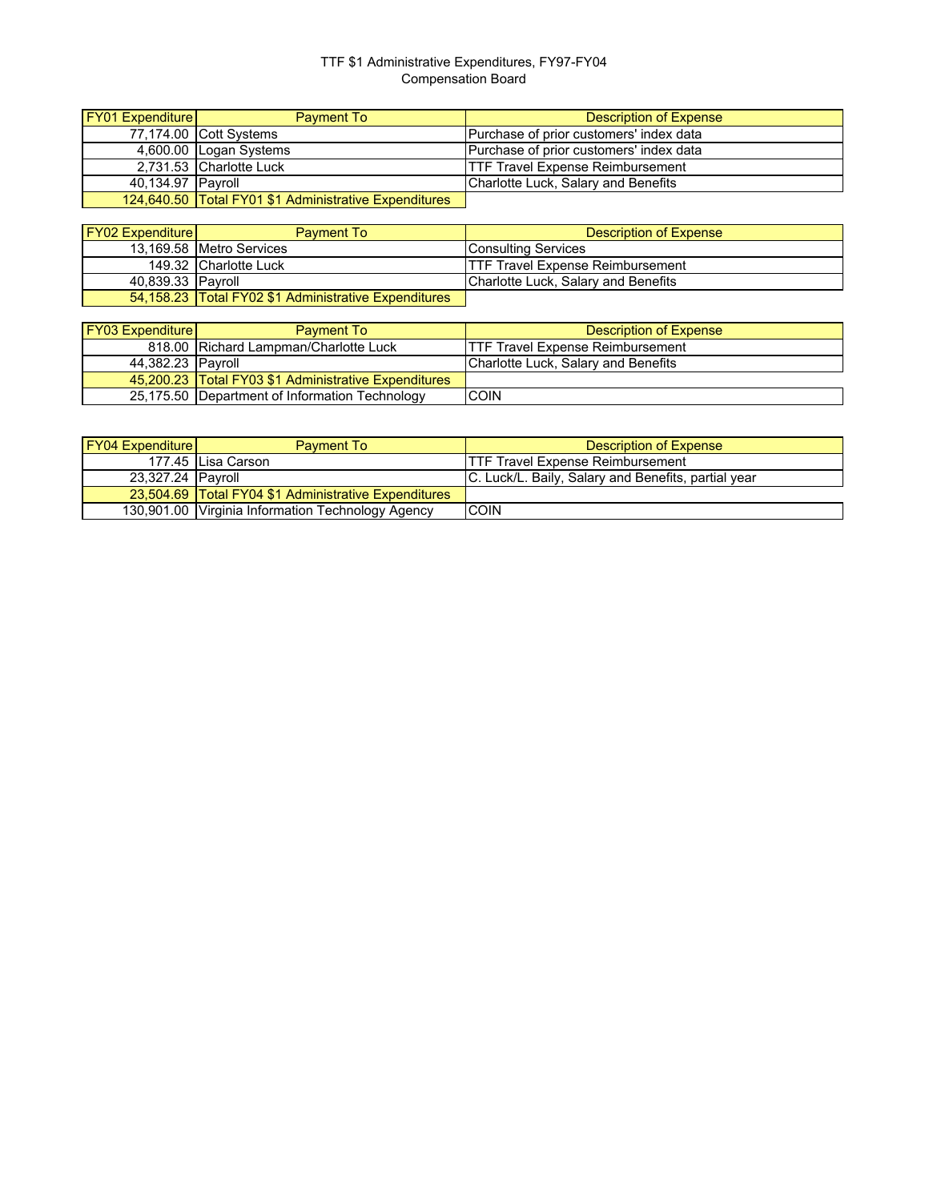TTF $1 Administrative Expenditures, FY97-FY04
Compensation Board

| FY01 Expenditure | Payment To | Description of Expense |
|---|---|---|
| 77,174.00 | Cott Systems | Purchase of prior customers' index data |
| 4,600.00 | Logan Systems | Purchase of prior customers' index data |
| 2,731.53 | Charlotte Luck | TTF Travel Expense Reimbursement |
| 40,134.97 | Payroll | Charlotte Luck, Salary and Benefits |
| 124,640.50 | Total FY01 $1 Administrative Expenditures | |

| FY02 Expenditure | Payment To | Description of Expense |
|---|---|---|
| 13,169.58 | Metro Services | Consulting Services |
| 149.32 | Charlotte Luck | TTF Travel Expense Reimbursement |
| 40,839.33 | Payroll | Charlotte Luck, Salary and Benefits |
| 54,158.23 | Total FY02 $1 Administrative Expenditures | |

| FY03 Expenditure | Payment To | Description of Expense |
|---|---|---|
| 818.00 | Richard Lampman/Charlotte Luck | TTF Travel Expense Reimbursement |
| 44,382.23 | Payroll | Charlotte Luck, Salary and Benefits |
| 45,200.23 | Total FY03 $1 Administrative Expenditures | |
| 25,175.50 | Department of Information Technology | COIN |

| FY04 Expenditure | Payment To | Description of Expense |
|---|---|---|
| 177.45 | Lisa Carson | TTF Travel Expense Reimbursement |
| 23,327.24 | Payroll | C. Luck/L. Baily, Salary and Benefits, partial year |
| 23,504.69 | Total FY04 $1 Administrative Expenditures | |
| 130,901.00 | Virginia Information Technology Agency | COIN |